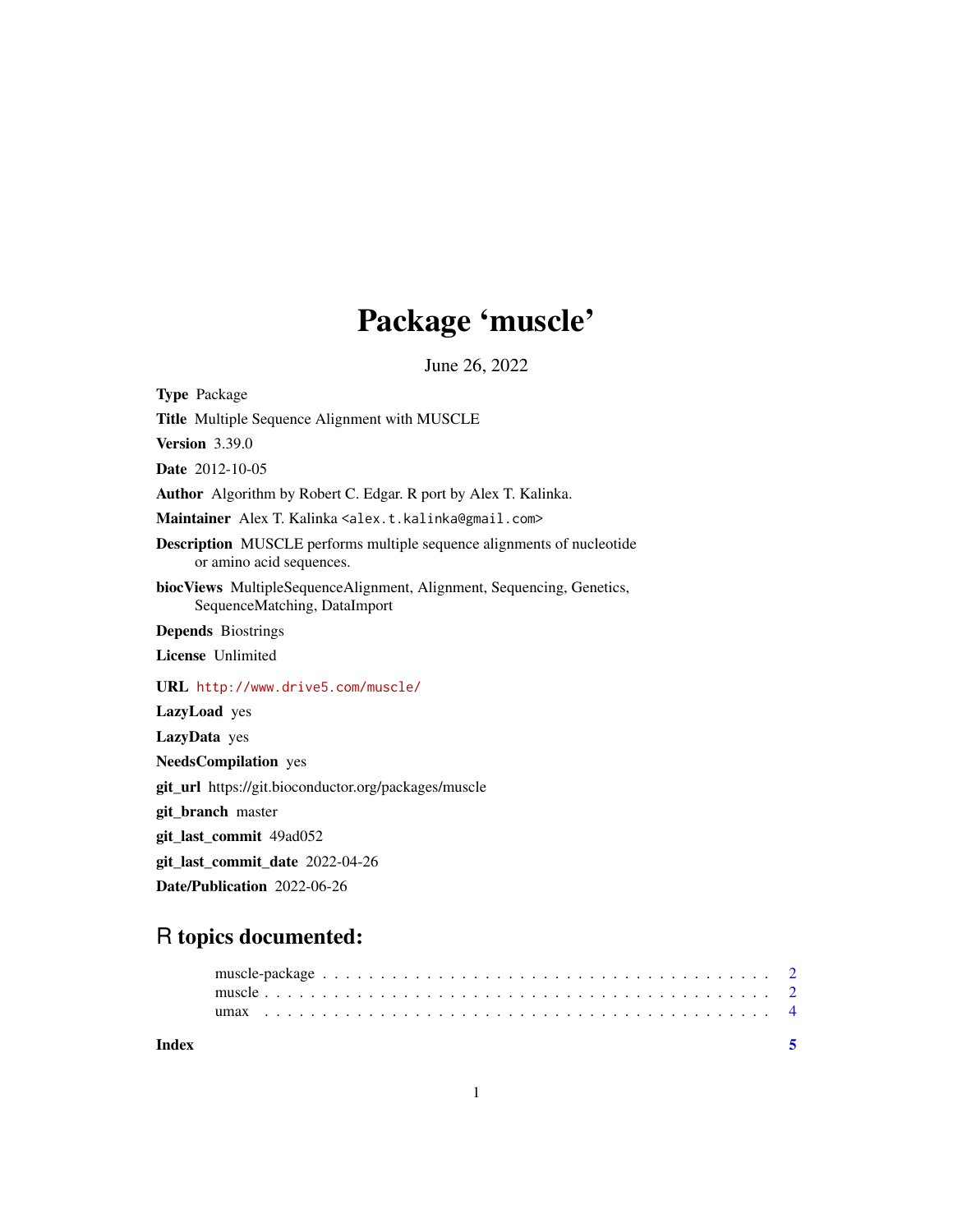# Package 'muscle'

June 26, 2022

**Type** Package

**Title** Multiple Sequence Alignment with MUSCLE

**Version** 3.39.0

**Date** 2012-10-05

**Author** Algorithm by Robert C. Edgar. R port by Alex T. Kalinka.

**Maintainer** Alex T. Kalinka <alex.t.kalinka@gmail.com>

**Description** MUSCLE performs multiple sequence alignments of nucleotide or amino acid sequences.

**biocViews** MultipleSequenceAlignment, Alignment, Sequencing, Genetics, SequenceMatching, DataImport

**Depends** Biostrings

**License** Unlimited

**URL** http://www.drive5.com/muscle/

**LazyLoad** yes

**LazyData** yes

**NeedsCompilation** yes

**git_url** https://git.bioconductor.org/packages/muscle

**git_branch** master

**git_last_commit** 49ad052

**git_last_commit_date** 2022-04-26

**Date/Publication** 2022-06-26

## R topics documented:

- muscle-package . . . . . . . . . . . . . . . . . . . . . . . . . . . . . . . . . . . . . 2
- muscle . . . . . . . . . . . . . . . . . . . . . . . . . . . . . . . . . . . . . . . . . . 2
- umax . . . . . . . . . . . . . . . . . . . . . . . . . . . . . . . . . . . . . . . . . . . 4

**Index** 5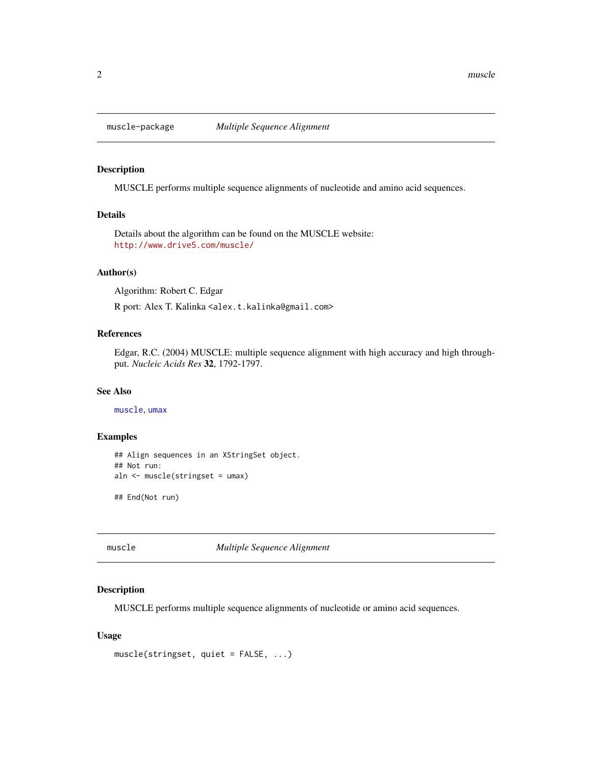## muscle-package — *Multiple Sequence Alignment*

### Description

MUSCLE performs multiple sequence alignments of nucleotide and amino acid sequences.

### Details

Details about the algorithm can be found on the MUSCLE website:
http://www.drive5.com/muscle/

### Author(s)

Algorithm: Robert C. Edgar

R port: Alex T. Kalinka <alex.t.kalinka@gmail.com>

### References

Edgar, R.C. (2004) MUSCLE: multiple sequence alignment with high accuracy and high throughput. *Nucleic Acids Res* **32**, 1792-1797.

### See Also

muscle, umax

### Examples

```
## Align sequences in an XStringSet object.
## Not run:
aln <- muscle(stringset = umax)

## End(Not run)
```

## muscle — *Multiple Sequence Alignment*

### Description

MUSCLE performs multiple sequence alignments of nucleotide or amino acid sequences.

### Usage

```
muscle(stringset, quiet = FALSE, ...)
```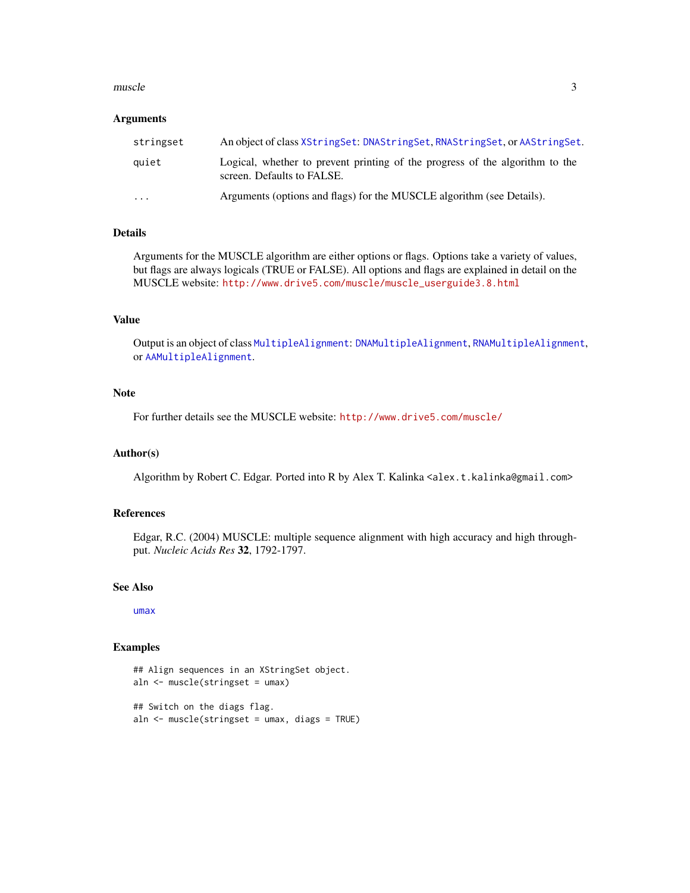### Arguments

| | |
|---|---|
| stringset | An object of class XStringSet: DNAStringSet, RNAStringSet, or AAStringSet. |
| quiet | Logical, whether to prevent printing of the progress of the algorithm to the screen. Defaults to FALSE. |
| ... | Arguments (options and flags) for the MUSCLE algorithm (see Details). |

### Details

Arguments for the MUSCLE algorithm are either options or flags. Options take a variety of values, but flags are always logicals (TRUE or FALSE). All options and flags are explained in detail on the MUSCLE website: http://www.drive5.com/muscle/muscle_userguide3.8.html

### Value

Output is an object of class MultipleAlignment: DNAMultipleAlignment, RNAMultipleAlignment, or AAMultipleAlignment.

### Note

For further details see the MUSCLE website: http://www.drive5.com/muscle/

### Author(s)

Algorithm by Robert C. Edgar. Ported into R by Alex T. Kalinka <alex.t.kalinka@gmail.com>

### References

Edgar, R.C. (2004) MUSCLE: multiple sequence alignment with high accuracy and high throughput. *Nucleic Acids Res* **32**, 1792-1797.

### See Also

umax

### Examples

```
## Align sequences in an XStringSet object.
aln <- muscle(stringset = umax)

## Switch on the diags flag.
aln <- muscle(stringset = umax, diags = TRUE)
```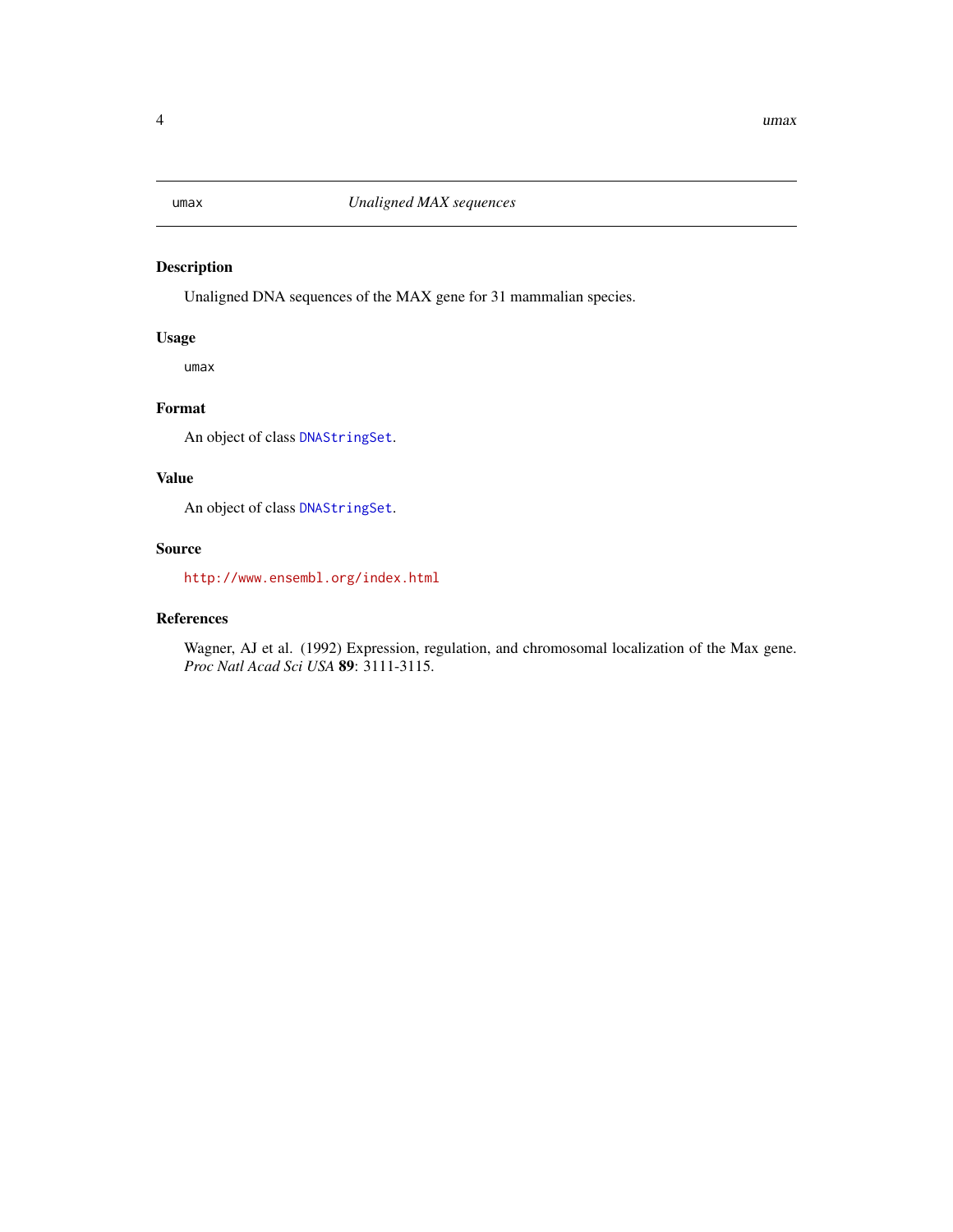# umax — *Unaligned MAX sequences*

## Description

Unaligned DNA sequences of the MAX gene for 31 mammalian species.

## Usage

```
umax
```

## Format

An object of class `DNAStringSet`.

## Value

An object of class `DNAStringSet`.

## Source

http://www.ensembl.org/index.html

## References

Wagner, AJ et al. (1992) Expression, regulation, and chromosomal localization of the Max gene. *Proc Natl Acad Sci USA* **89**: 3111-3115.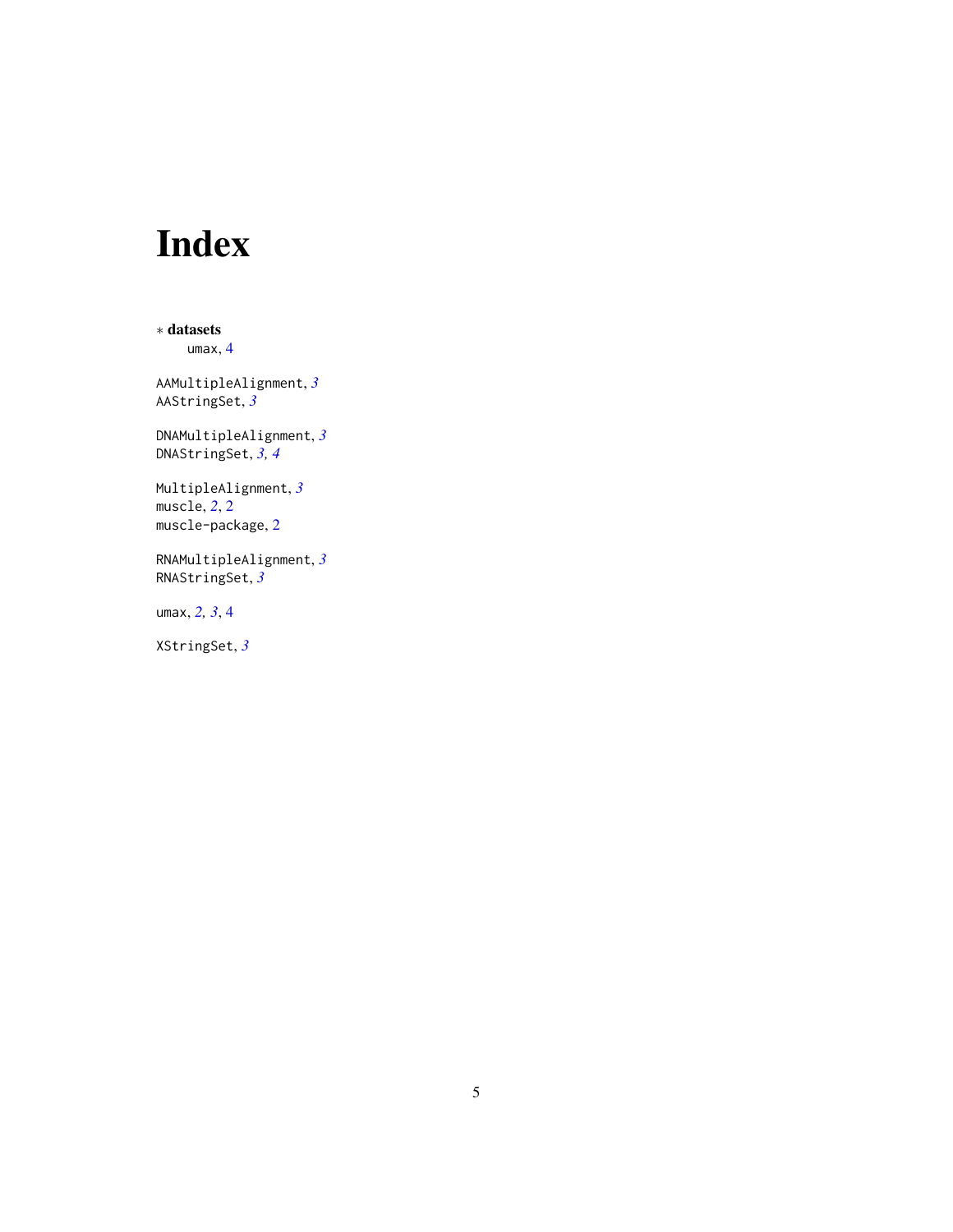# Index

∗ **datasets**
    umax, 4

AAMultipleAlignment, *3*
AAStringSet, *3*

DNAMultipleAlignment, *3*
DNAStringSet, *3, 4*

MultipleAlignment, *3*
muscle, *2*, 2
muscle-package, 2

RNAMultipleAlignment, *3*
RNAStringSet, *3*

umax, *2, 3*, 4

XStringSet, *3*